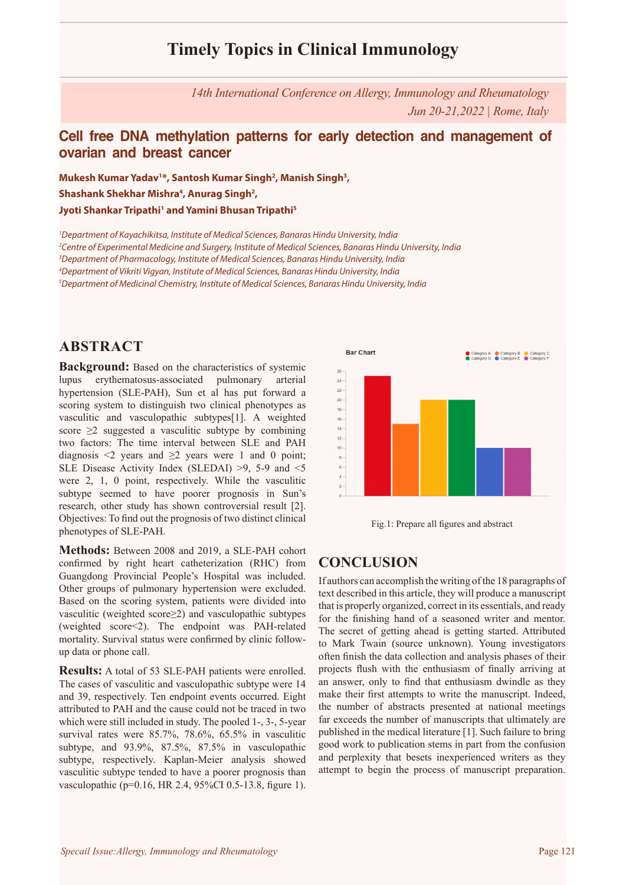# Timely Topics in Clinical Immunology

*14th International Conference on Allergy, Immunology and Rheumatology*
*Jun 20-21,2022 | Rome, Italy*

## Cell free DNA methylation patterns for early detection and management of ovarian and breast cancer

**Mukesh Kumar Yadav[1]\*, Santosh Kumar Singh[2], Manish Singh[3], Shashank Shekhar Mishra[4], Anurag Singh[2], Jyoti Shankar Tripathi[1] and Yamini Bhusan Tripathi[5]**

[1]*Department of Kayachikitsa, Institute of Medical Sciences, Banaras Hindu University, India*
[2]*Centre of Experimental Medicine and Surgery, Institute of Medical Sciences, Banaras Hindu University, India*
[3]*Department of Pharmacology, Institute of Medical Sciences, Banaras Hindu University, India*
[4]*Department of Vikriti Vigyan, Institute of Medical Sciences, Banaras Hindu University, India*
[5]*Department of Medicinal Chemistry, Institute of Medical Sciences, Banaras Hindu University, India*

## ABSTRACT

**Background:** Based on the characteristics of systemic lupus erythematosus-associated pulmonary arterial hypertension (SLE-PAH), Sun et al has put forward a scoring system to distinguish two clinical phenotypes as vasculitic and vasculopathic subtypes[1]. A weighted score ≥2 suggested a vasculitic subtype by combining two factors: The time interval between SLE and PAH diagnosis <2 years and ≥2 years were 1 and 0 point; SLE Disease Activity Index (SLEDAI) >9, 5-9 and <5 were 2, 1, 0 point, respectively. While the vasculitic subtype seemed to have poorer prognosis in Sun's research, other study has shown controversial result [2]. Objectives: To find out the prognosis of two distinct clinical phenotypes of SLE-PAH.

**Methods:** Between 2008 and 2019, a SLE-PAH cohort confirmed by right heart catheterization (RHC) from Guangdong Provincial People's Hospital was included. Other groups of pulmonary hypertension were excluded. Based on the scoring system, patients were divided into vasculitic (weighted score≥2) and vasculopathic subtypes (weighted score<2). The endpoint was PAH-related mortality. Survival status were confirmed by clinic follow-up data or phone call.

**Results:** A total of 53 SLE-PAH patients were enrolled. The cases of vasculitic and vasculopathic subtype were 14 and 39, respectively. Ten endpoint events occurred. Eight attributed to PAH and the cause could not be traced in two which were still included in study. The pooled 1-, 3-, 5-year survival rates were 85.7%, 78.6%, 65.5% in vasculitic subtype, and 93.9%, 87.5%, 87.5% in vasculopathic subtype, respectively. Kaplan-Meier analysis showed vasculitic subtype tended to have a poorer prognosis than vasculopathic (p=0.16, HR 2.4, 95%CI 0.5-13.8, figure 1).

Fig.1: Prepare all figures and abstract

## CONCLUSION

If authors can accomplish the writing of the 18 paragraphs of text described in this article, they will produce a manuscript that is properly organized, correct in its essentials, and ready for the finishing hand of a seasoned writer and mentor. The secret of getting ahead is getting started. Attributed to Mark Twain (source unknown). Young investigators often finish the data collection and analysis phases of their projects flush with the enthusiasm of finally arriving at an answer, only to find that enthusiasm dwindle as they make their first attempts to write the manuscript. Indeed, the number of abstracts presented at national meetings far exceeds the number of manuscripts that ultimately are published in the medical literature [1]. Such failure to bring good work to publication stems in part from the confusion and perplexity that besets inexperienced writers as they attempt to begin the process of manuscript preparation.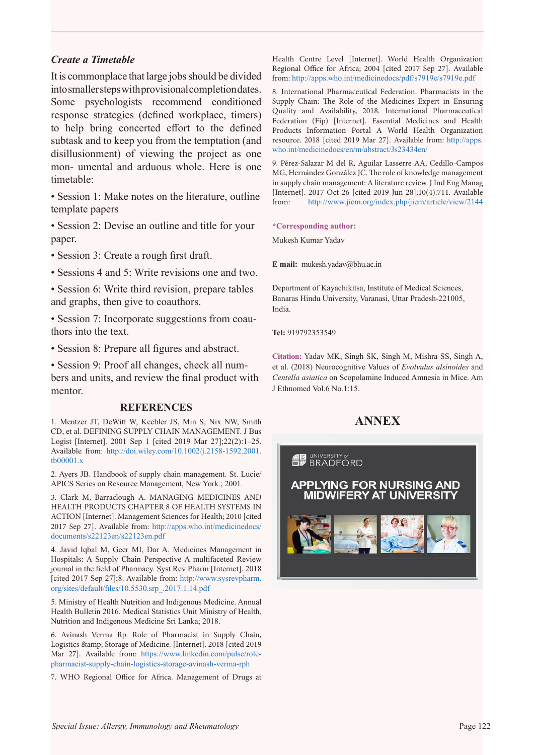### *Create a Timetable*

It is commonplace that large jobs should be divided into smaller steps with provisional completion dates. Some psychologists recommend conditioned response strategies (defined workplace, timers) to help bring concerted effort to the defined subtask and to keep you from the temptation (and disillusionment) of viewing the project as one mon- umental and arduous whole. Here is one timetable:

- Session 1: Make notes on the literature, outline template papers
- Session 2: Devise an outline and title for your paper.
- Session 3: Create a rough first draft.
- Sessions 4 and 5: Write revisions one and two.
- Session 6: Write third revision, prepare tables and graphs, then give to coauthors.
- Session 7: Incorporate suggestions from coau- thors into the text.
- Session 8: Prepare all figures and abstract.
- Session 9: Proof all changes, check all num- bers and units, and review the final product with mentor.

## REFERENCES

1. Mentzer JT, DeWitt W, Keebler JS, Min S, Nix NW, Smith CD, et al. DEFINING SUPPLY CHAIN MANAGEMENT. J Bus Logist [Internet]. 2001 Sep 1 [cited 2019 Mar 27];22(2):1–25. Available from: http://doi.wiley.com/10.1002/j.2158-1592.2001.tb00001.x

2. Ayers JB. Handbook of supply chain management. St. Lucie/APICS Series on Resource Management, New York.; 2001.

3. Clark M, Barraclough A. MANAGING MEDICINES AND HEALTH PRODUCTS CHAPTER 8 OF HEALTH SYSTEMS IN ACTION [Internet]. Management Sciences for Health; 2010 [cited 2017 Sep 27]. Available from: http://apps.who.int/medicinedocs/documents/s22123en/s22123en.pdf

4. Javid Iqbal M, Geer MI, Dar A. Medicines Management in Hospitals: A Supply Chain Perspective A multifaceted Review journal in the field of Pharmacy. Syst Rev Pharm [Internet]. 2018 [cited 2017 Sep 27];8. Available from: http://www.sysrevpharm.org/sites/default/files/10.5530.srp_.2017.1.14.pdf

5. Ministry of Health Nutrition and Indigenous Medicine. Annual Health Bulletin 2016. Medical Statistics Unit Ministry of Health, Nutrition and Indigenous Medicine Sri Lanka; 2018.

6. Avinash Verma Rp. Role of Pharmacist in Supply Chain, Logistics &amp; Storage of Medicine. [Internet]. 2018 [cited 2019 Mar 27]. Available from: https://www.linkedin.com/pulse/role-pharmacist-supply-chain-logistics-storage-avinash-verma-rph

7. WHO Regional Office for Africa. Management of Drugs at Health Centre Level [Internet]. World Health Organization Regional Office for Africa; 2004 [cited 2017 Sep 27]. Available from: http://apps.who.int/medicinedocs/pdf/s7919e/s7919e.pdf

8. International Pharmaceutical Federation. Pharmacists in the Supply Chain: The Role of the Medicines Expert in Ensuring Quality and Availability, 2018. International Pharmaceutical Federation (Fip) [Internet]. Essential Medicines and Health Products Information Portal A World Health Organization resource. 2018 [cited 2019 Mar 27]. Available from: http://apps.who.int/medicinedocs/en/m/abstract/Js23434en/

9. Pérez-Salazar M del R, Aguilar Lasserre AA, Cedillo-Campos MG, Hernández González JC. The role of knowledge management in supply chain management: A literature review. J Ind Eng Manag [Internet]. 2017 Oct 26 [cited 2019 Jun 28];10(4):711. Available from: http://www.jiem.org/index.php/jiem/article/view/2144

**\*Corresponding author:**

Mukesh Kumar Yadav

**E mail:** mukesh.yadav@bhu.ac.in

Department of Kayachikitsa, Institute of Medical Sciences, Banaras Hindu University, Varanasi, Uttar Pradesh-221005, India.

**Tel:** 919792353549

**Citation:** Yadav MK, Singh SK, Singh M, Mishra SS, Singh A, et al. (2018) Neurocognitive Values of *Evolvulus alsinoides* and *Centella asiatica* on Scopolamine Induced Amnesia in Mice. Am J Ethnomed Vol.6 No.1:15.

## ANNEX

UNIVERSITY of BRADFORD

APPLYING FOR NURSING AND MIDWIFERY AT UNIVERSITY